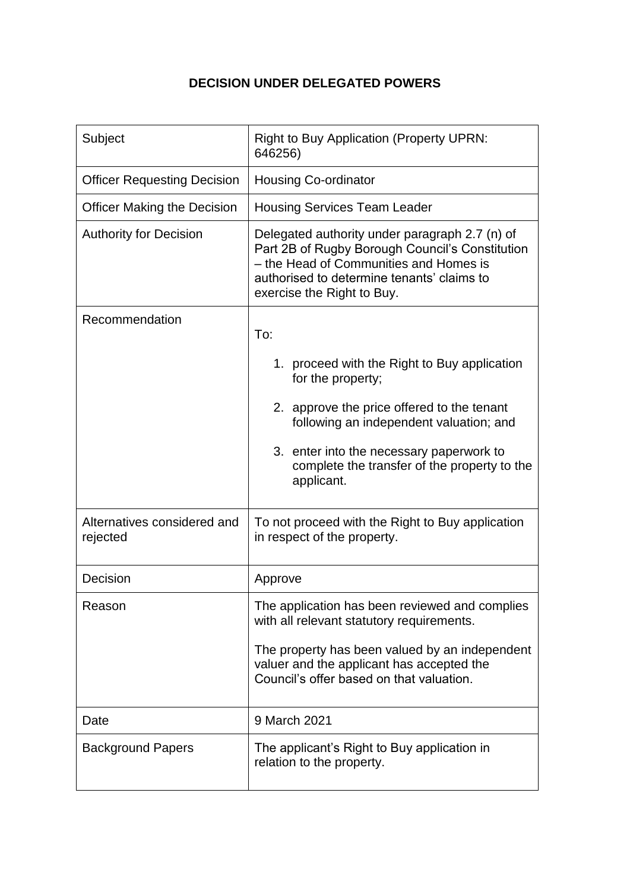# DECISION UNDER DELEGATED POWERS

| | |
|---|---|
| Subject | Right to Buy Application (Property UPRN: 646256) |
| Officer Requesting Decision | Housing Co-ordinator |
| Officer Making the Decision | Housing Services Team Leader |
| Authority for Decision | Delegated authority under paragraph 2.7 (n) of Part 2B of Rugby Borough Council's Constitution – the Head of Communities and Homes is authorised to determine tenants' claims to exercise the Right to Buy. |
| Recommendation | To:<br><br>1. proceed with the Right to Buy application for the property;<br><br>2. approve the price offered to the tenant following an independent valuation; and<br><br>3. enter into the necessary paperwork to complete the transfer of the property to the applicant. |
| Alternatives considered and rejected | To not proceed with the Right to Buy application in respect of the property. |
| Decision | Approve |
| Reason | The application has been reviewed and complies with all relevant statutory requirements.<br><br>The property has been valued by an independent valuer and the applicant has accepted the Council's offer based on that valuation. |
| Date | 9 March 2021 |
| Background Papers | The applicant's Right to Buy application in relation to the property. |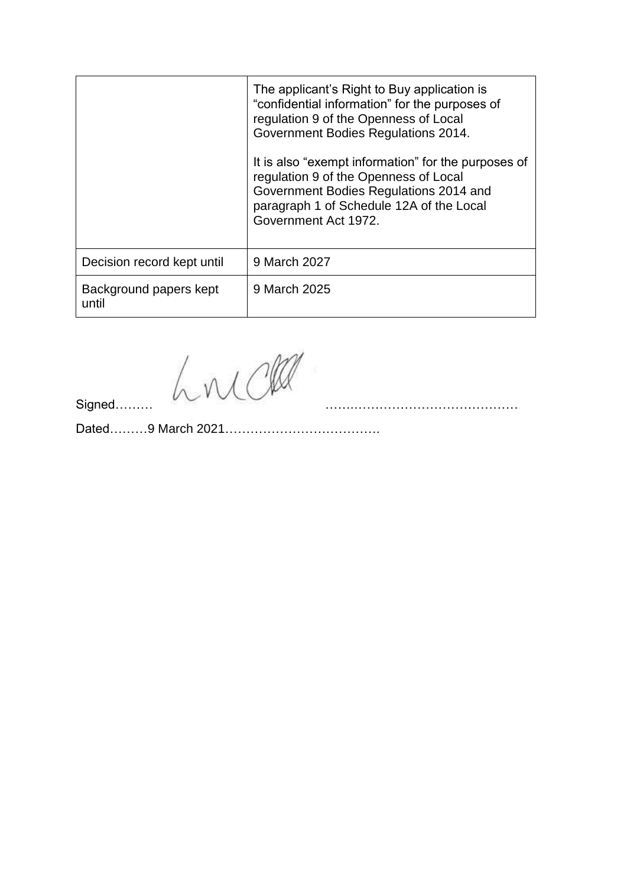| | |
|---|---|
| | The applicant's Right to Buy application is "confidential information" for the purposes of regulation 9 of the Openness of Local Government Bodies Regulations 2014.<br><br>It is also "exempt information" for the purposes of regulation 9 of the Openness of Local Government Bodies Regulations 2014 and paragraph 1 of Schedule 12A of the Local Government Act 1972. |
| Decision record kept until | 9 March 2027 |
| Background papers kept until | 9 March 2025 |

Signed……… ……..……………………………………

Dated………9 March 2021……………………………….